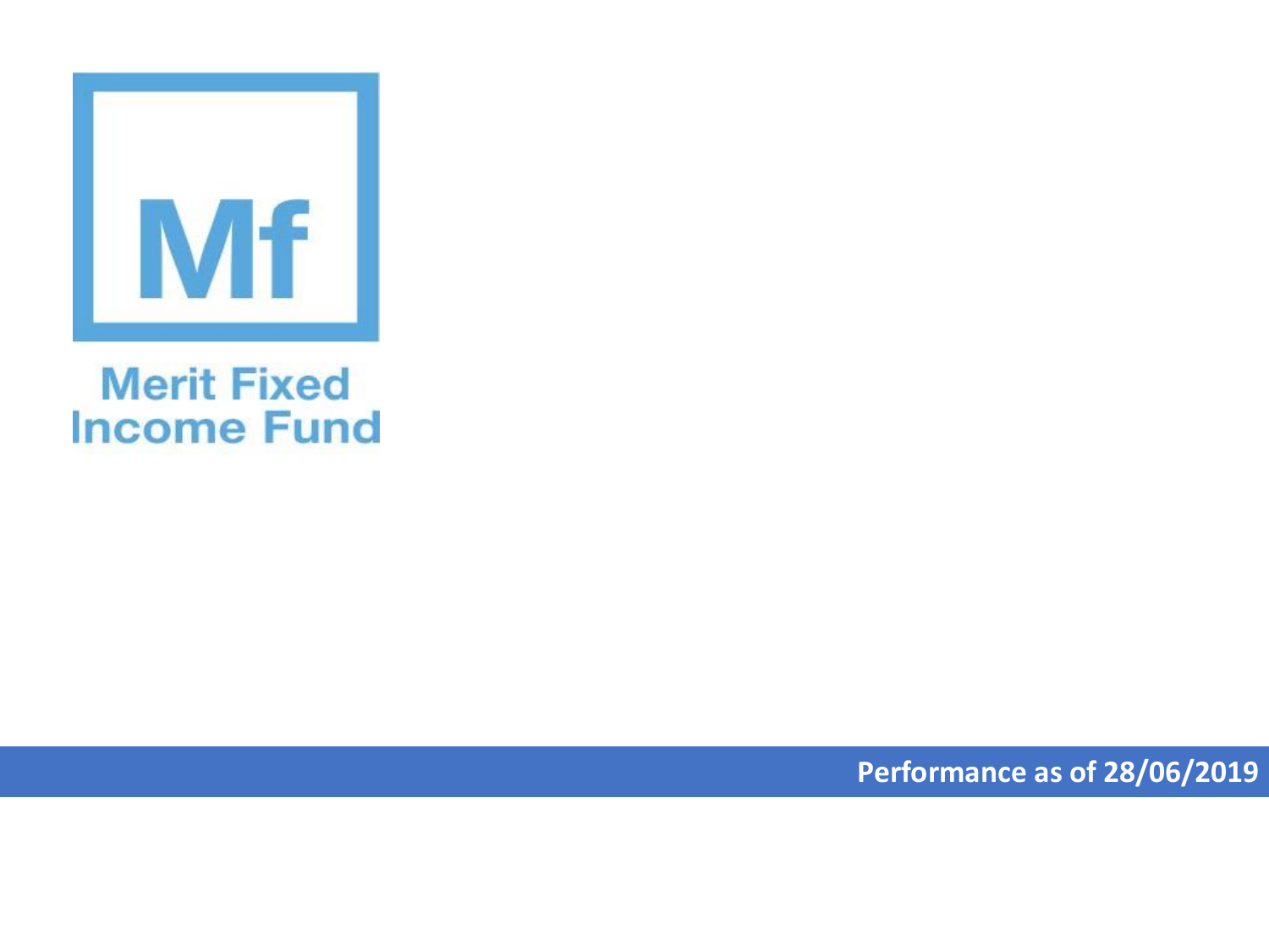Mf

# Merit Fixed Income Fund

**Performance as of 28/06/2019**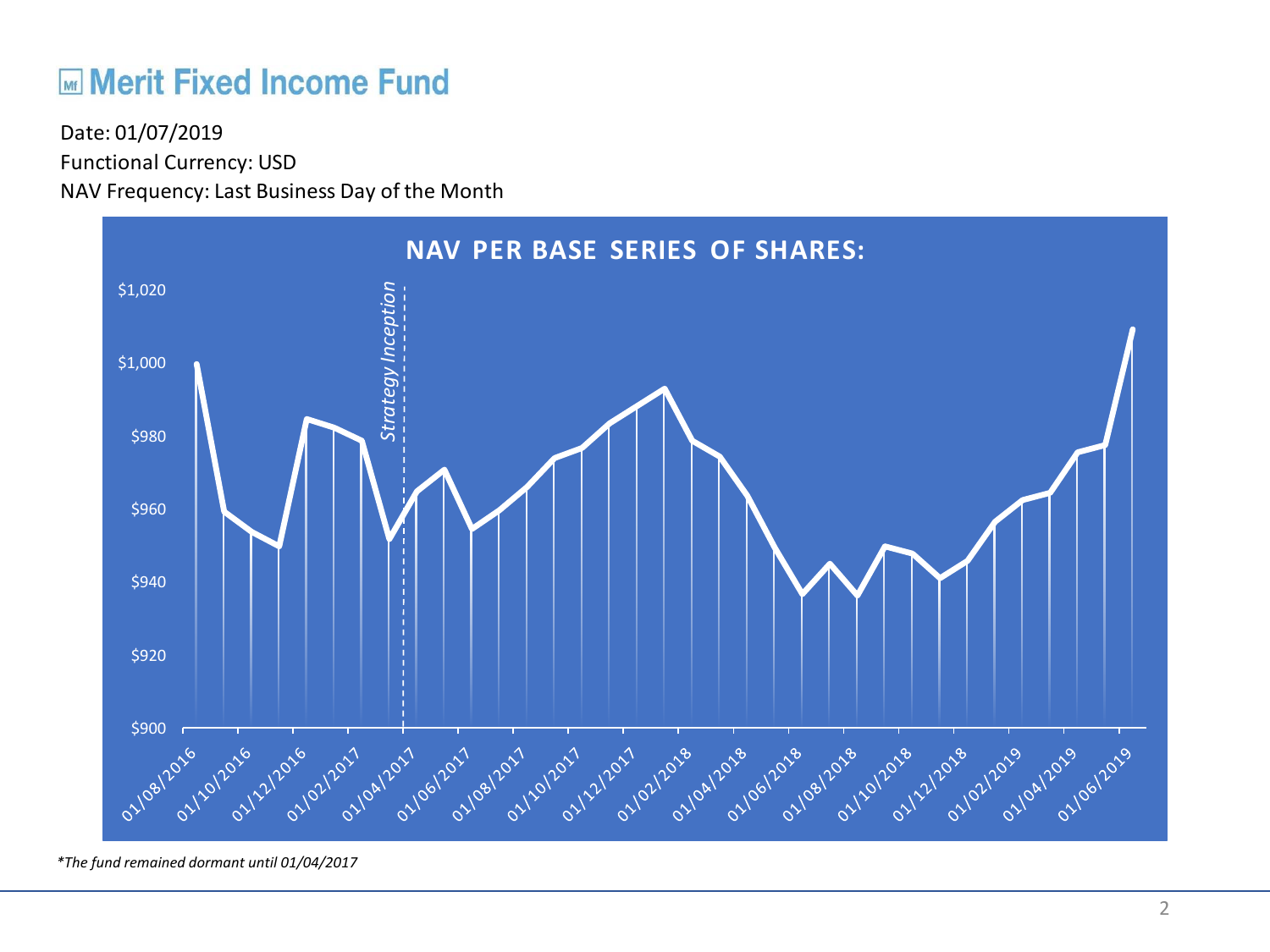# Merit Fixed Income Fund

Date: 01/07/2019

Functional Currency: USD

NAV Frequency: Last Business Day of the Month

**NAV PER BASE SERIES OF SHARES:**

*Strategy Inception*

$1,020
$1,000
$980
$960
$940
$920
$900

01/08/2016, 01/10/2016, 01/12/2016, 01/02/2017, 01/04/2017, 01/06/2017, 01/08/2017, 01/10/2017, 01/12/2017, 01/02/2018, 01/04/2018, 01/06/2018, 01/08/2018, 01/10/2018, 01/12/2018, 01/02/2019, 01/04/2019, 01/06/2019

*\*The fund remained dormant until 01/04/2017*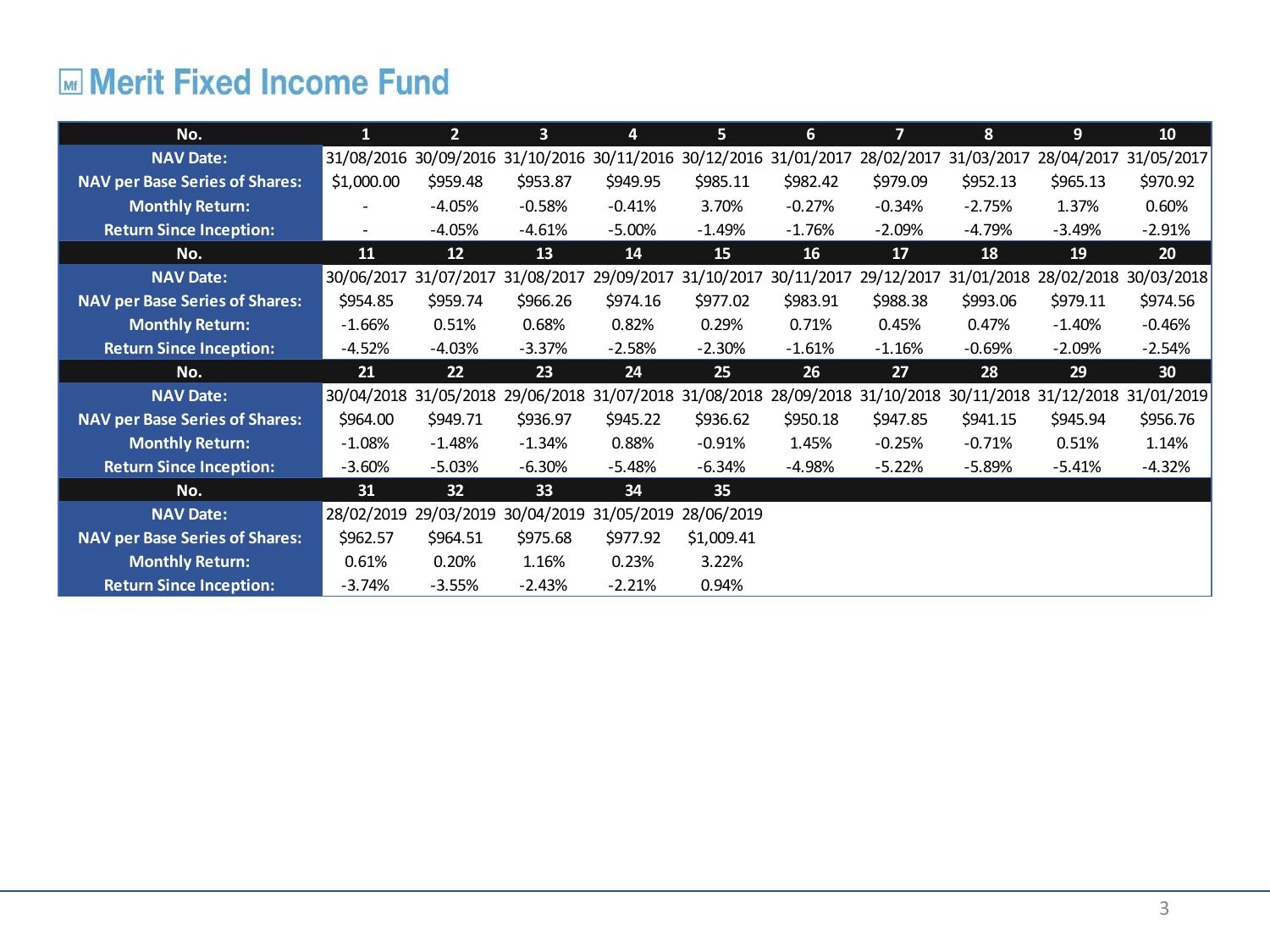# Merit Fixed Income Fund

| No. | 1 | 2 | 3 | 4 | 5 | 6 | 7 | 8 | 9 | 10 |
|---|---|---|---|---|---|---|---|---|---|---|
| NAV Date: | 31/08/2016 | 30/09/2016 | 31/10/2016 | 30/11/2016 | 30/12/2016 | 31/01/2017 | 28/02/2017 | 31/03/2017 | 28/04/2017 | 31/05/2017 |
| NAV per Base Series of Shares: | $1,000.00 | $959.48 | $953.87 | $949.95 | $985.11 | $982.42 | $979.09 | $952.13 | $965.13 | $970.92 |
| Monthly Return: | - | -4.05% | -0.58% | -0.41% | 3.70% | -0.27% | -0.34% | -2.75% | 1.37% | 0.60% |
| Return Since Inception: | - | -4.05% | -4.61% | -5.00% | -1.49% | -1.76% | -2.09% | -4.79% | -3.49% | -2.91% |
| **No.** | **11** | **12** | **13** | **14** | **15** | **16** | **17** | **18** | **19** | **20** |
| NAV Date: | 30/06/2017 | 31/07/2017 | 31/08/2017 | 29/09/2017 | 31/10/2017 | 30/11/2017 | 29/12/2017 | 31/01/2018 | 28/02/2018 | 30/03/2018 |
| NAV per Base Series of Shares: | $954.85 | $959.74 | $966.26 | $974.16 | $977.02 | $983.91 | $988.38 | $993.06 | $979.11 | $974.56 |
| Monthly Return: | -1.66% | 0.51% | 0.68% | 0.82% | 0.29% | 0.71% | 0.45% | 0.47% | -1.40% | -0.46% |
| Return Since Inception: | -4.52% | -4.03% | -3.37% | -2.58% | -2.30% | -1.61% | -1.16% | -0.69% | -2.09% | -2.54% |
| **No.** | **21** | **22** | **23** | **24** | **25** | **26** | **27** | **28** | **29** | **30** |
| NAV Date: | 30/04/2018 | 31/05/2018 | 29/06/2018 | 31/07/2018 | 31/08/2018 | 28/09/2018 | 31/10/2018 | 30/11/2018 | 31/12/2018 | 31/01/2019 |
| NAV per Base Series of Shares: | $964.00 | $949.71 | $936.97 | $945.22 | $936.62 | $950.18 | $947.85 | $941.15 | $945.94 | $956.76 |
| Monthly Return: | -1.08% | -1.48% | -1.34% | 0.88% | -0.91% | 1.45% | -0.25% | -0.71% | 0.51% | 1.14% |
| Return Since Inception: | -3.60% | -5.03% | -6.30% | -5.48% | -6.34% | -4.98% | -5.22% | -5.89% | -5.41% | -4.32% |
| **No.** | **31** | **32** | **33** | **34** | **35** | | | | | |
| NAV Date: | 28/02/2019 | 29/03/2019 | 30/04/2019 | 31/05/2019 | 28/06/2019 | | | | | |
| NAV per Base Series of Shares: | $962.57 | $964.51 | $975.68 | $977.92 | $1,009.41 | | | | | |
| Monthly Return: | 0.61% | 0.20% | 1.16% | 0.23% | 3.22% | | | | | |
| Return Since Inception: | -3.74% | -3.55% | -2.43% | -2.21% | 0.94% | | | | | |